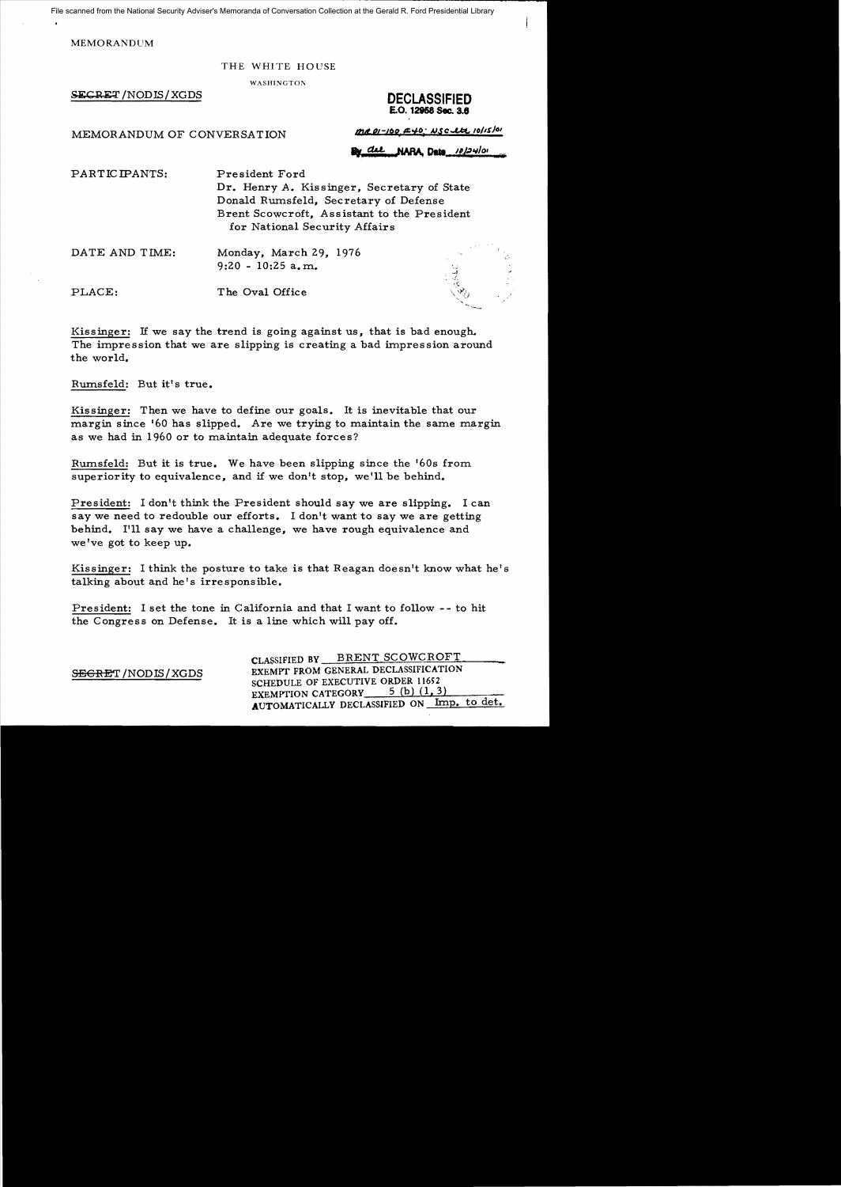File scanned from the National Security Adviser's Memoranda of Conversation Collection at the Gerald R. Ford Presidential Library

MEMORANDUM

THE WHITE HOUSE

WASHINGTON

~~SECRET~~/NODIS/XGDS

**DECLASSIFIED**
**E.O. 12958 Sec. 3.6**

MEMORANDUM OF CONVERSATION

MR 01-100 #40; NSC ltr 10/15/01

By dal NARA, Date 10/24/01

PARTICIPANTS: President Ford
Dr. Henry A. Kissinger, Secretary of State
Donald Rumsfeld, Secretary of Defense
Brent Scowcroft, Assistant to the President for National Security Affairs

DATE AND TIME: Monday, March 29, 1976
9:20 - 10:25 a.m.

PLACE: The Oval Office

Kissinger: If we say the trend is going against us, that is bad enough. The impression that we are slipping is creating a bad impression around the world.

Rumsfeld: But it's true.

Kissinger: Then we have to define our goals. It is inevitable that our margin since '60 has slipped. Are we trying to maintain the same margin as we had in 1960 or to maintain adequate forces?

Rumsfeld: But it is true. We have been slipping since the '60s from superiority to equivalence, and if we don't stop, we'll be behind.

President: I don't think the President should say we are slipping. I can say we need to redouble our efforts. I don't want to say we are getting behind. I'll say we have a challenge, we have rough equivalence and we've got to keep up.

Kissinger: I think the posture to take is that Reagan doesn't know what he's talking about and he's irresponsible.

President: I set the tone in California and that I want to follow -- to hit the Congress on Defense. It is a line which will pay off.

~~SECRET~~/NODIS/XGDS

CLASSIFIED BY BRENT SCOWCROFT
EXEMPT FROM GENERAL DECLASSIFICATION SCHEDULE OF EXECUTIVE ORDER 11652
EXEMPTION CATEGORY 5 (b) (1, 3)
AUTOMATICALLY DECLASSIFIED ON Imp. to det.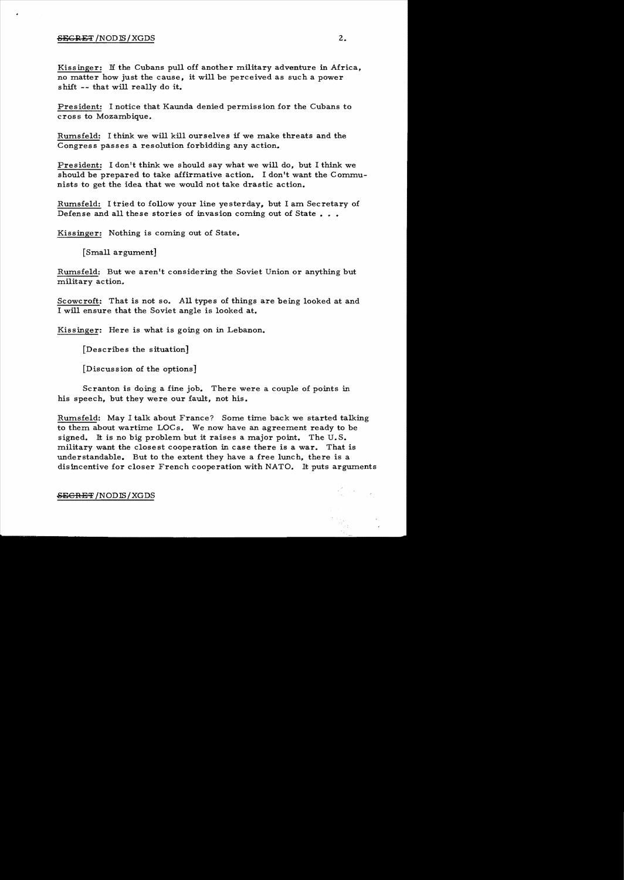Kissinger: If the Cubans pull off another military adventure in Africa, no matter how just the cause, it will be perceived as such a power shift -- that will really do it.

President: I notice that Kaunda denied permission for the Cubans to cross to Mozambique.

Rumsfeld: I think we will kill ourselves if we make threats and the Congress passes a resolution forbidding any action.

President: I don't think we should say what we will do, but I think we should be prepared to take affirmative action. I don't want the Communists to get the idea that we would not take drastic action.

Rumsfeld: I tried to follow your line yesterday, but I am Secretary of Defense and all these stories of invasion coming out of State . . .

Kissinger: Nothing is coming out of State.

[Small argument]

Rumsfeld: But we aren't considering the Soviet Union or anything but military action.

Scowcroft: That is not so. All types of things are being looked at and I will ensure that the Soviet angle is looked at.

Kissinger: Here is what is going on in Lebanon.

[Describes the situation]

[Discussion of the options]

Scranton is doing a fine job. There were a couple of points in his speech, but they were our fault, not his.

Rumsfeld: May I talk about France? Some time back we started talking to them about wartime LOCs. We now have an agreement ready to be signed. It is no big problem but it raises a major point. The U.S. military want the closest cooperation in case there is a war. That is understandable. But to the extent they have a free lunch, there is a disincentive for closer French cooperation with NATO. It puts arguments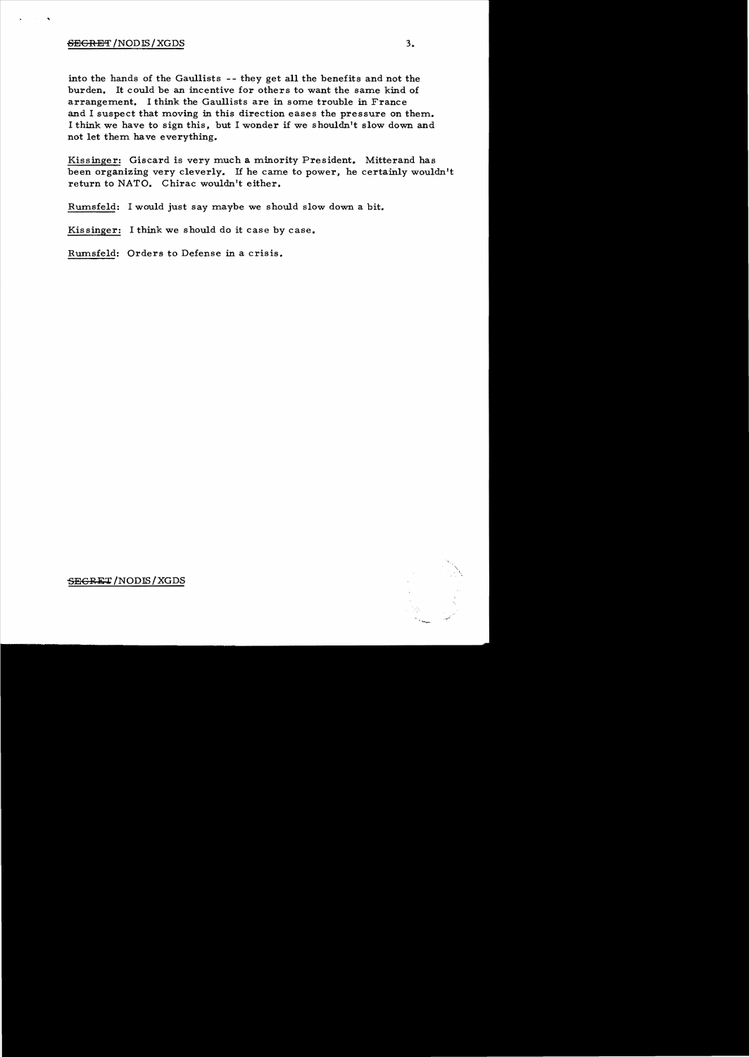into the hands of the Gaullists -- they get all the benefits and not the burden. It could be an incentive for others to want the same kind of arrangement. I think the Gaullists are in some trouble in France and I suspect that moving in this direction eases the pressure on them. I think we have to sign this, but I wonder if we shouldn't slow down and not let them have everything.

Kissinger: Giscard is very much a minority President. Mitterand has been organizing very cleverly. If he came to power, he certainly wouldn't return to NATO. Chirac wouldn't either.

Rumsfeld: I would just say maybe we should slow down a bit.

Kissinger: I think we should do it case by case.

Rumsfeld: Orders to Defense in a crisis.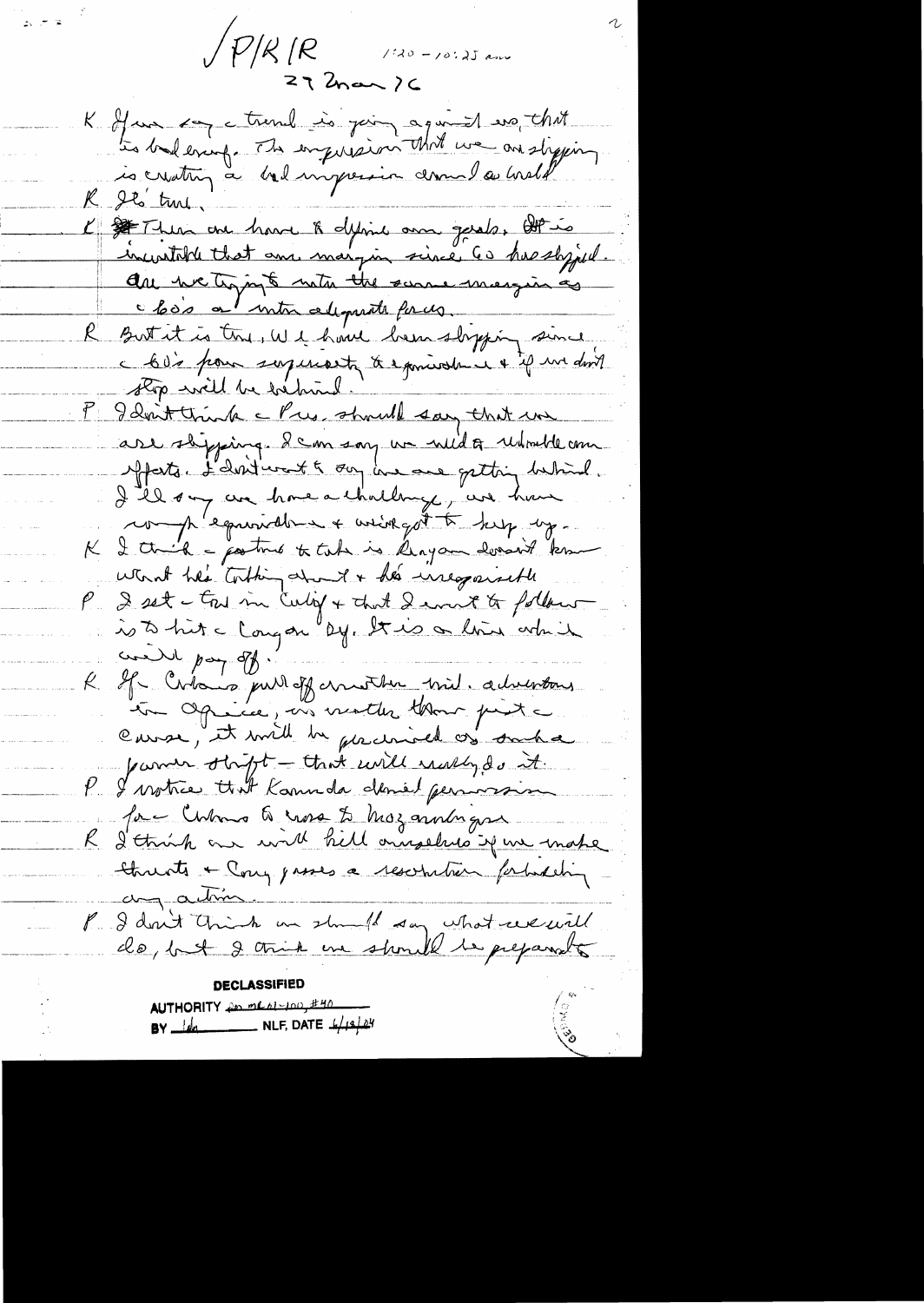/P/K/R 1120 – 10:25 am
27 Jan 76

K If we say the trend is going against us, that is bad enough. The impression that we are slipping is creating a bad impression around the world.

R It's true.

K Then we have to define our goals. It is inevitable that our margin since 60 has slipped. Are we trying to return the same margin as the 60's or to adequate forces.

R But it is true, We have been slipping since the 60's from superiority to equivalence & if we don't stop will be behind.

P I don't think the Pres. should say that we are slipping. I can say we need to redouble our efforts. I don't want to say we are getting behind. I'll say we have a challenge, we have rough equivalence & we've got to keep it up.

K I think the posture to take is Reagan doesn't know what he's talking about & he's irresponsible.

P I set the tone in Calif & that I want to follow is to hit the Congress. It is a line which will pay off.

K If the Cubans pull off another mil. adventure in Africa, no matter the price, it will be perceived as such a power shift — that will really do it.

P I notice that Kaunda denied permission for the Cubans to cross to Mozambique.

R I think we will kill ourselves if we make threats & Cong passes a resolution forbidding any action.

P I don't think we should say what we will do, but I think we should be prepared to

**DECLASSIFIED**
AUTHORITY per MR 01-100, #40
BY ldn NLF, DATE 6/18/04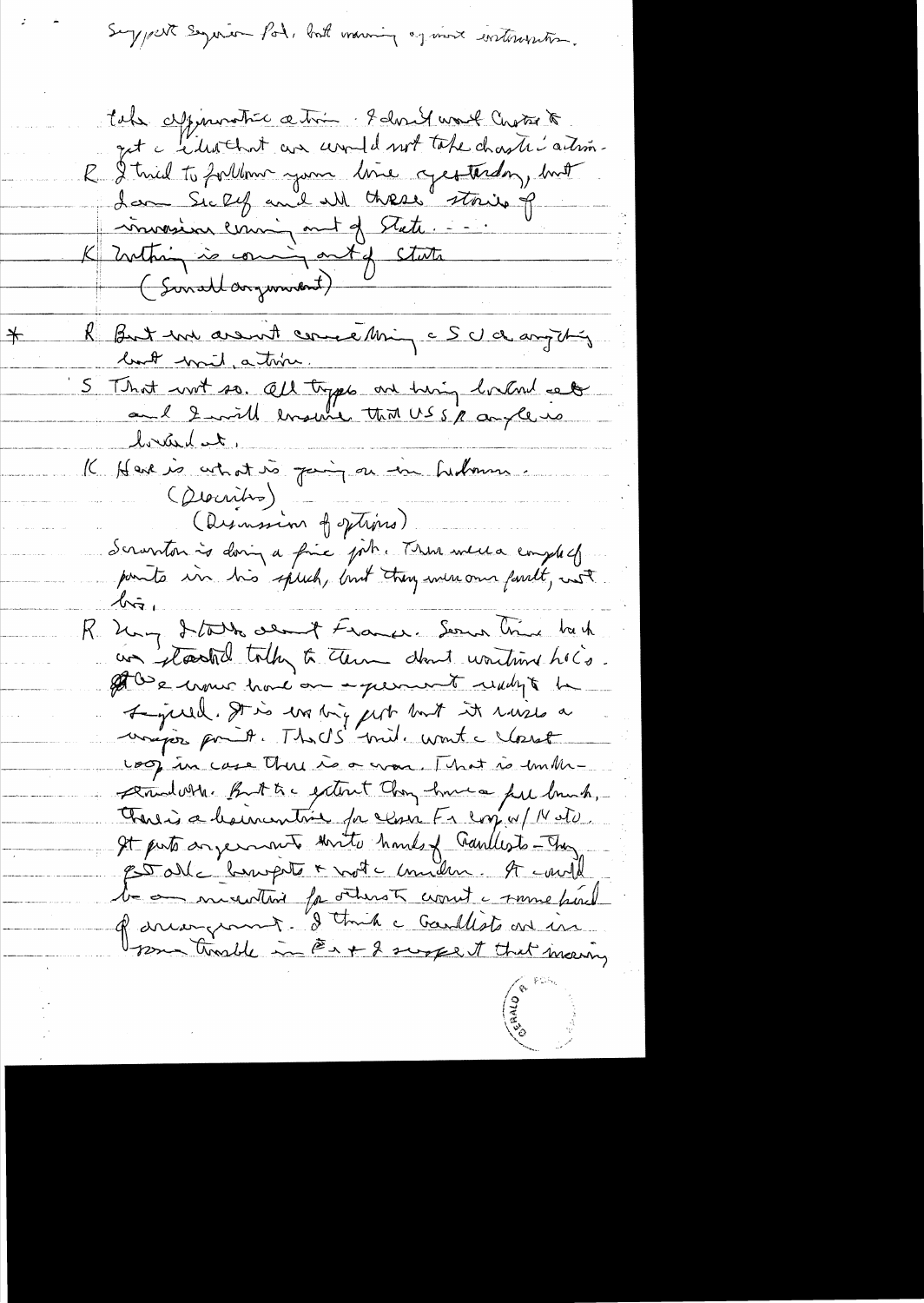Support Syrian Pol, but warning against intervention.

take affirmative action. I don't want Chirac to get a idea that we would not take drastic action.

R I tried to follow your line yesterday, but I am Sisco & all these stories of invasion coming out of State. - -

K Nothing is coming out of State (Small argument)

* R But we aren't considering a SC or anything but mil. action.

S That not so. All types are being looked at and I will ensure that USSR angle is looked at.

K Here is what is going on in Jordan. (Describes) (Discussion of options)

Scranton is doing a fine job. There were a couple of points in his speech, but they were our fault, not his.

R May I talk about France. Some time back we started talking to them about writing LOCs. We now have an agreement ready to be signed. It is no big prob but it raises a major point. The US mil. want a closed loop in case there is a war. That is understandable. But to a extent they have a pull back, there is a disincentive for closer Fr coop w/ NATO. It puts arguments into hands of Gaullists – they got all the benefits & not the burden. It could be an incentive for others to want the same kind of arrangement. I think the Gaullists are in some trouble in Fr & I suspect that moving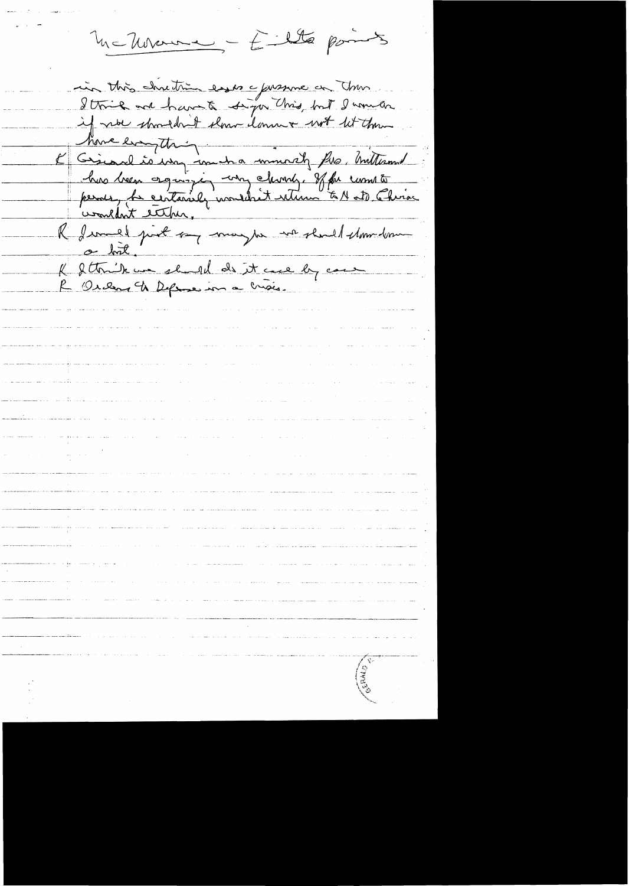McNamara – E-lite points

in this direction puts a pressure on them. I think we have to support this, but I wonder if we shouldn't slow down & not let them have everything.

K Giscard is very much a minority Pres. Mitterand has been agonizing very cleverly. If he came to power, he certainly wouldn't return to NATO. Chirac wouldn't either.

R I would just say maybe we should slow down a bit.

K I think we should do it case by case.

R Orders to Defense in a crisis.